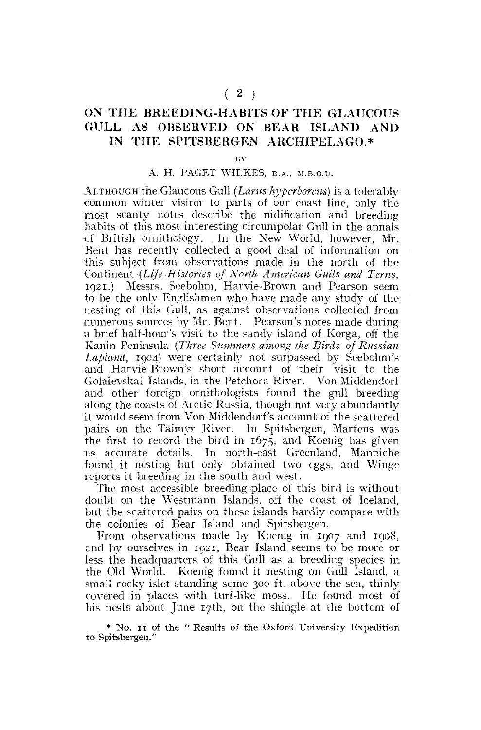# ON THE BREEDING-HABITS OF THE GLAUCOUS GULL AS OBSERVED ON BEAR ISLAND AND IN THE SPITSBERGEN ARCHIPELAGO.*

BY

A. H. PAGET WILKES, B.A., M.B.O.U.

ALTHOUGH the Glaucous Gull (*Larus hyperboreus*) is a tolerably common winter visitor to parts of our coast line, only the most scanty notes describe the nidification and breeding habits of this most interesting circumpolar Gull in the annals of British ornithology. In the New World, however, Mr. Bent has recently collected a good deal of information on this subject from observations made in the north of the Continent (*Life Histories of North American Gulls and Terns*, 1921.) Messrs. Seebohm, Harvie-Brown and Pearson seem to be the only Englishmen who have made any study of the nesting of this Gull, as against observations collected from numerous sources by Mr. Bent. Pearson's notes made during a brief half-hour's visit to the sandy island of Korga, off the Kanin Peninsula (*Three Summers among the Birds of Russian Lapland*, 1904) were certainly not surpassed by Seebohm's and Harvie-Brown's short account of their visit to the Golaievskai Islands, in the Petchora River. Von Middendorf and other foreign ornithologists found the gull breeding along the coasts of Arctic Russia, though not very abundantly it would seem from Von Middendorf's account of the scattered pairs on the Taimyr River. In Spitsbergen, Martens was the first to record the bird in 1675, and Koenig has given us accurate details. In north-east Greenland, Manniche found it nesting but only obtained two eggs, and Winge reports it breeding in the south and west.

The most accessible breeding-place of this bird is without doubt on the Westmann Islands, off the coast of Iceland, but the scattered pairs on these islands hardly compare with the colonies of Bear Island and Spitsbergen.

From observations made by Koenig in 1907 and 1908, and by ourselves in 1921, Bear Island seems to be more or less the headquarters of this Gull as a breeding species in the Old World. Koenig found it nesting on Gull Island, a small rocky islet standing some 300 ft. above the sea, thinly covered in places with turf-like moss. He found most of his nests about June 17th, on the shingle at the bottom of

\* No. 11 of the "Results of the Oxford University Expedition to Spitsbergen."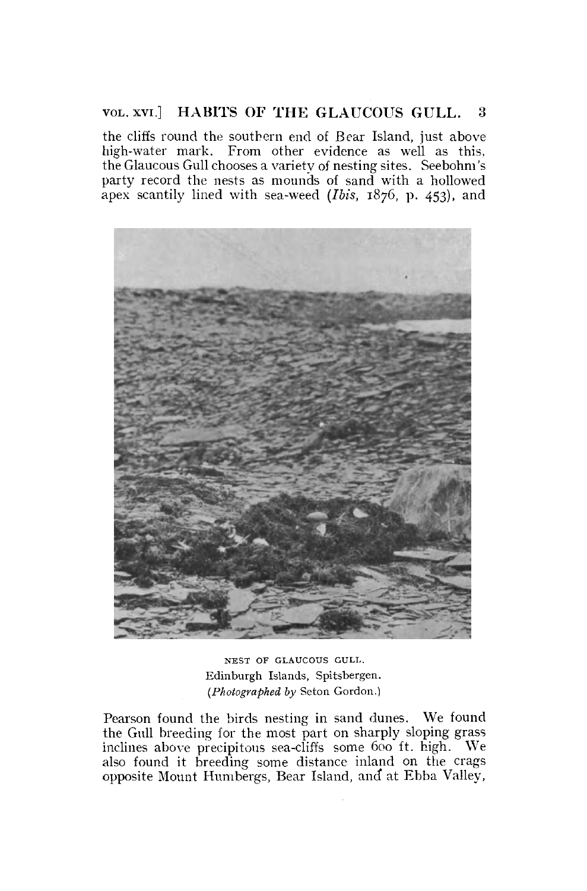the cliffs round the southern end of Bear Island, just above high-water mark. From other evidence as well as this, the Glaucous Gull chooses a variety of nesting sites. Seebohm's party record the nests as mounds of sand with a hollowed apex scantily lined with sea-weed (*Ibis*, 1876, p. 453), and

NEST OF GLAUCOUS GULL.
Edinburgh Islands, Spitsbergen.
(*Photographed by* Seton Gordon.)

Pearson found the birds nesting in sand dunes. We found the Gull breeding for the most part on sharply sloping grass inclines above precipitous sea-cliffs some 600 ft. high. We also found it breeding some distance inland on the crags opposite Mount Humbergs, Bear Island, and at Ebba Valley,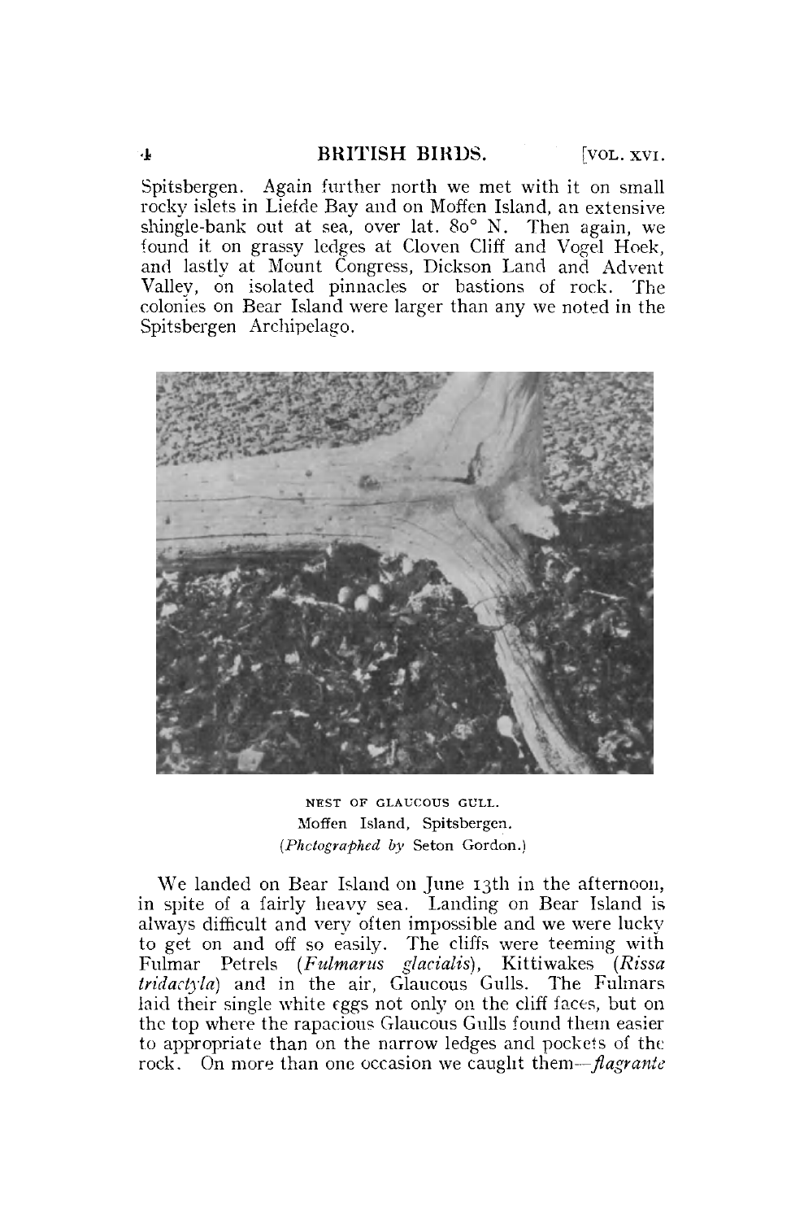Spitsbergen. Again further north we met with it on small rocky islets in Liefde Bay and on Moffen Island, an extensive shingle-bank out at sea, over lat. 80° N. Then again, we found it on grassy ledges at Cloven Cliff and Vogel Hoek, and lastly at Mount Congress, Dickson Land and Advent Valley, on isolated pinnacles or bastions of rock. The colonies on Bear Island were larger than any we noted in the Spitsbergen Archipelago.

NEST OF GLAUCOUS GULL.
Moffen Island, Spitsbergen.
(*Photographed by* Seton Gordon.)

We landed on Bear Island on June 13th in the afternoon, in spite of a fairly heavy sea. Landing on Bear Island is always difficult and very often impossible and we were lucky to get on and off so easily. The cliffs were teeming with Fulmar Petrels (*Fulmarus glacialis*), Kittiwakes (*Rissa tridactyla*) and in the air, Glaucous Gulls. The Fulmars laid their single white eggs not only on the cliff faces, but on the top where the rapacious Glaucous Gulls found them easier to appropriate than on the narrow ledges and pockets of the rock. On more than one occasion we caught them—*flagrante*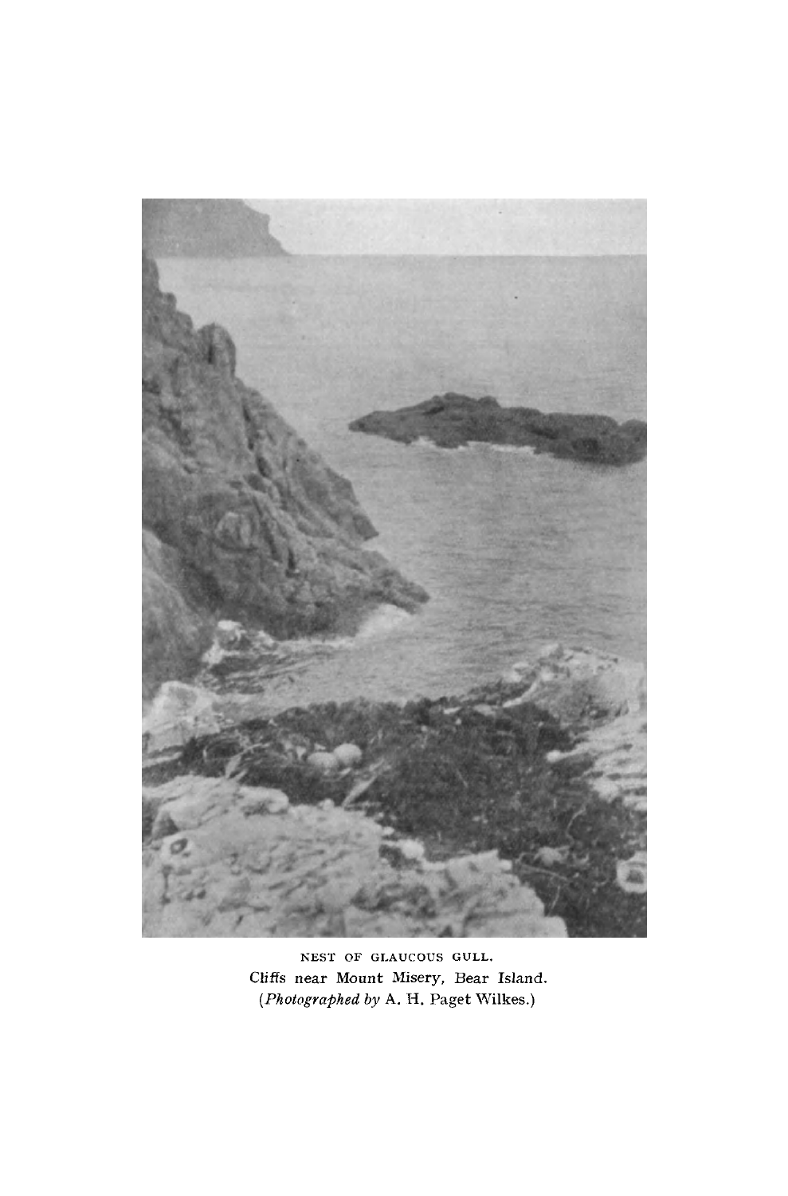NEST OF GLAUCOUS GULL.

Cliffs near Mount Misery, Bear Island.

(*Photographed by* A. H. Paget Wilkes.)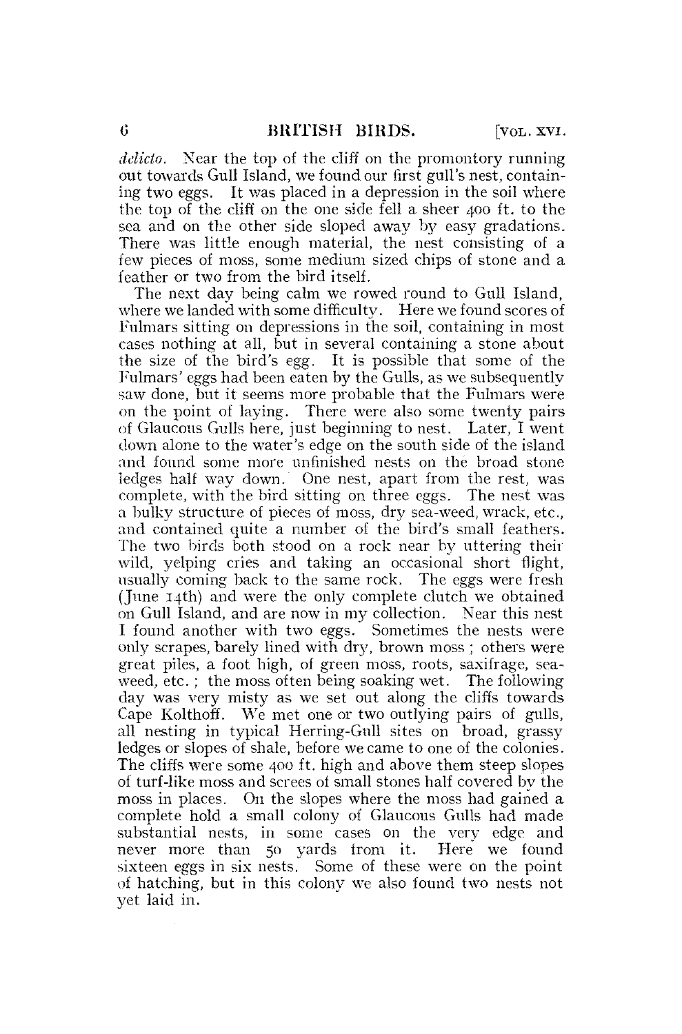*delicto.* Near the top of the cliff on the promontory running out towards Gull Island, we found our first gull's nest, containing two eggs. It was placed in a depression in the soil where the top of the cliff on the one side fell a sheer 400 ft. to the sea and on the other side sloped away by easy gradations. There was little enough material, the nest consisting of a few pieces of moss, some medium sized chips of stone and a feather or two from the bird itself.

The next day being calm we rowed round to Gull Island, where we landed with some difficulty. Here we found scores of Fulmars sitting on depressions in the soil, containing in most cases nothing at all, but in several containing a stone about the size of the bird's egg. It is possible that some of the Fulmars' eggs had been eaten by the Gulls, as we subsequently saw done, but it seems more probable that the Fulmars were on the point of laying. There were also some twenty pairs of Glaucous Gulls here, just beginning to nest. Later, I went down alone to the water's edge on the south side of the island and found some more unfinished nests on the broad stone ledges half way down. One nest, apart from the rest, was complete, with the bird sitting on three eggs. The nest was a bulky structure of pieces of moss, dry sea-weed, wrack, etc., and contained quite a number of the bird's small feathers. The two birds both stood on a rock near by uttering their wild, yelping cries and taking an occasional short flight, usually coming back to the same rock. The eggs were fresh (June 14th) and were the only complete clutch we obtained on Gull Island, and are now in my collection. Near this nest I found another with two eggs. Sometimes the nests were only scrapes, barely lined with dry, brown moss; others were great piles, a foot high, of green moss, roots, saxifrage, sea-weed, etc.; the moss often being soaking wet. The following day was very misty as we set out along the cliffs towards Cape Kolthoff. We met one or two outlying pairs of gulls, all nesting in typical Herring-Gull sites on broad, grassy ledges or slopes of shale, before we came to one of the colonies. The cliffs were some 400 ft. high and above them steep slopes of turf-like moss and screes of small stones half covered by the moss in places. On the slopes where the moss had gained a complete hold a small colony of Glaucous Gulls had made substantial nests, in some cases on the very edge and never more than 50 yards from it. Here we found sixteen eggs in six nests. Some of these were on the point of hatching, but in this colony we also found two nests not yet laid in.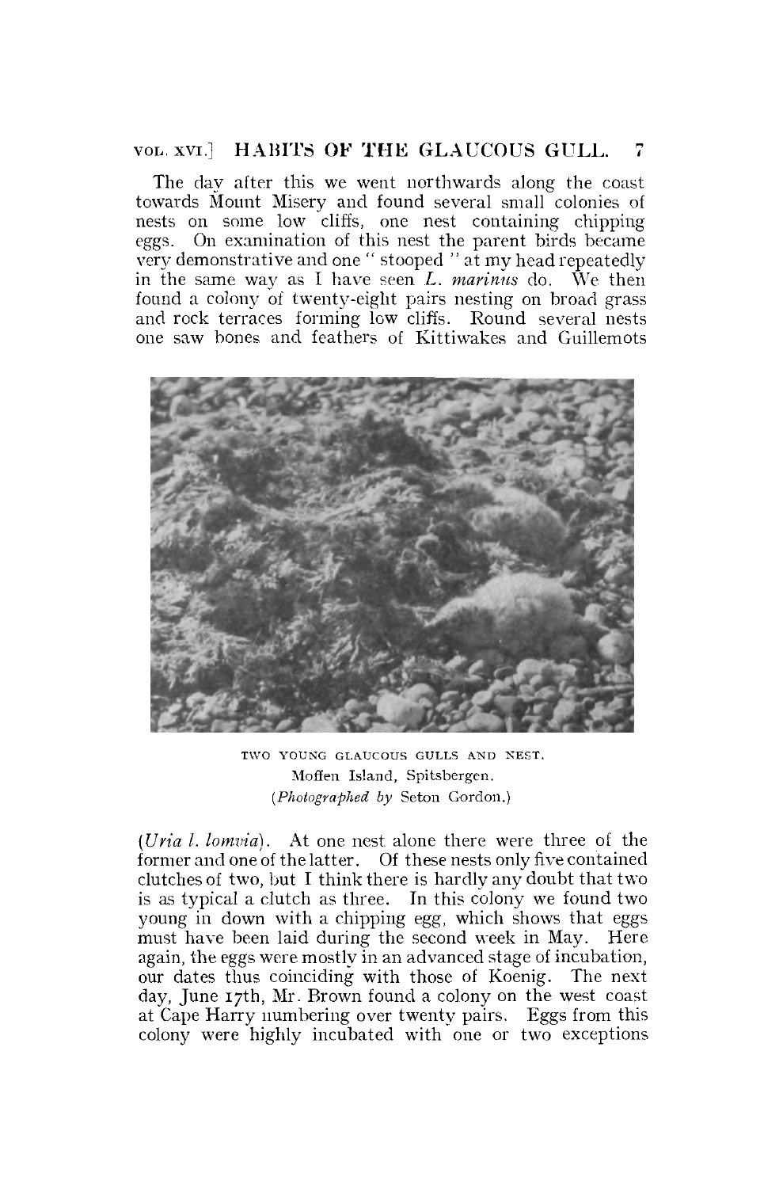The day after this we went northwards along the coast towards Mount Misery and found several small colonies of nests on some low cliffs, one nest containing chipping eggs. On examination of this nest the parent birds became very demonstrative and one "stooped" at my head repeatedly in the same way as I have seen *L. marinus* do. We then found a colony of twenty-eight pairs nesting on broad grass and rock terraces forming low cliffs. Round several nests one saw bones and feathers of Kittiwakes and Guillemots

TWO YOUNG GLAUCOUS GULLS AND NEST.
Moffen Island, Spitsbergen.
(*Photographed by* Seton Gordon.)

(*Uria l. lomvia*). At one nest alone there were three of the former and one of the latter. Of these nests only five contained clutches of two, but I think there is hardly any doubt that two is as typical a clutch as three. In this colony we found two young in down with a chipping egg, which shows that eggs must have been laid during the second week in May. Here again, the eggs were mostly in an advanced stage of incubation, our dates thus coinciding with those of Koenig. The next day, June 17th, Mr. Brown found a colony on the west coast at Cape Harry numbering over twenty pairs. Eggs from this colony were highly incubated with one or two exceptions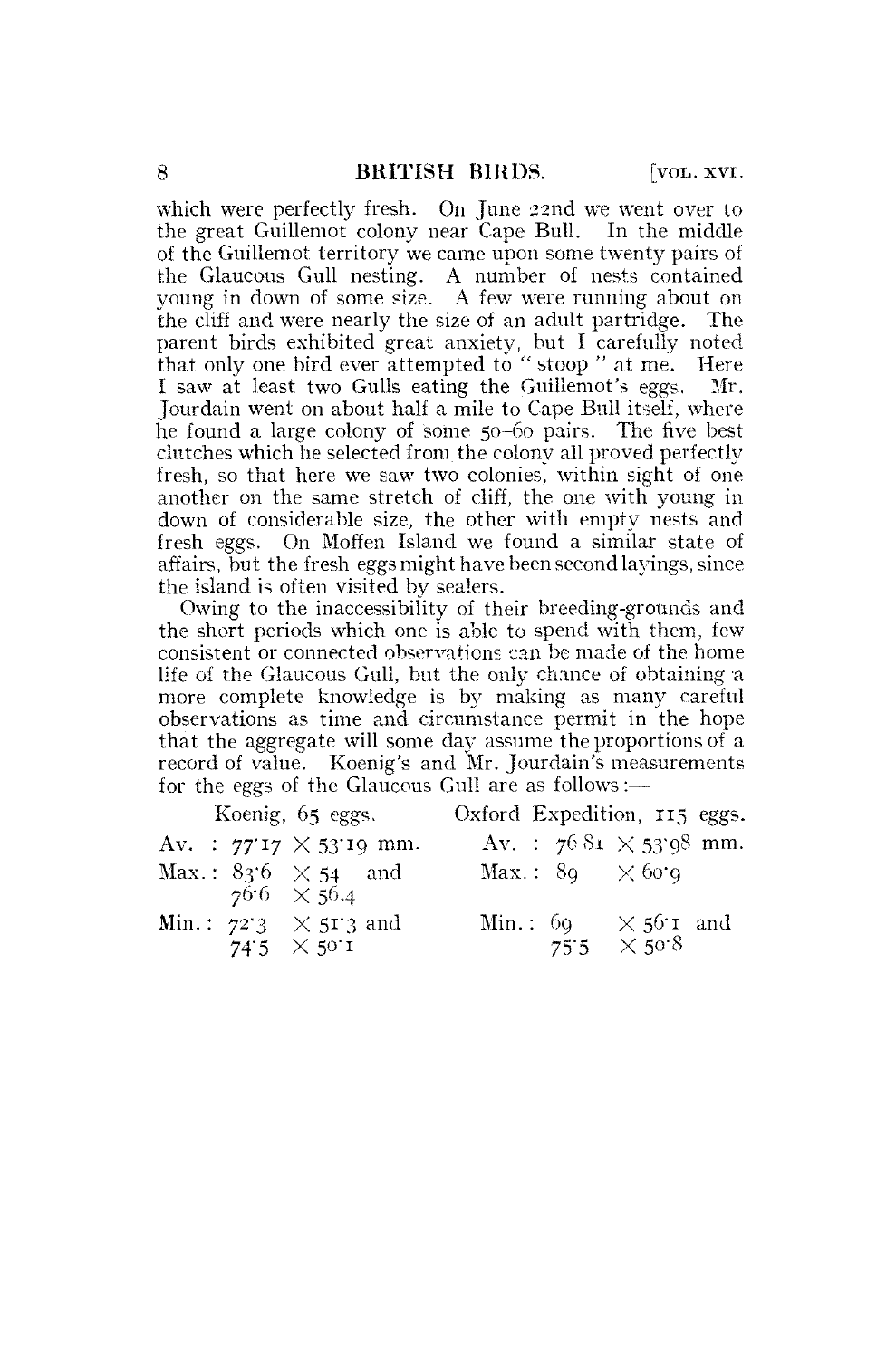which were perfectly fresh. On June 22nd we went over to the great Guillemot colony near Cape Bull. In the middle of the Guillemot territory we came upon some twenty pairs of the Glaucous Gull nesting. A number of nests contained young in down of some size. A few were running about on the cliff and were nearly the size of an adult partridge. The parent birds exhibited great anxiety, but I carefully noted that only one bird ever attempted to "stoop" at me. Here I saw at least two Gulls eating the Guillemot's eggs. Mr. Jourdain went on about half a mile to Cape Bull itself, where he found a large colony of some 50–60 pairs. The five best clutches which he selected from the colony all proved perfectly fresh, so that here we saw two colonies, within sight of one another on the same stretch of cliff, the one with young in down of considerable size, the other with empty nests and fresh eggs. On Moffen Island we found a similar state of affairs, but the fresh eggs might have been second layings, since the island is often visited by sealers.

Owing to the inaccessibility of their breeding-grounds and the short periods which one is able to spend with them, few consistent or connected observations can be made of the home life of the Glaucous Gull, but the only chance of obtaining a more complete knowledge is by making as many careful observations as time and circumstance permit in the hope that the aggregate will some day assume the proportions of a record of value. Koenig's and Mr. Jourdain's measurements for the eggs of the Glaucous Gull are as follows:—

| Koenig, 65 eggs. | Oxford Expedition, 115 eggs. |
|---|---|
| Av. : 77·17 × 53·19 mm. | Av. : 76·81 × 53·98 mm. |
| Max.: 83·6 × 54 and 76·6 × 56.4 | Max.: 89 × 60·9 |
| Min.: 72·3 × 51·3 and 74·5 × 50·1 | Min.: 69 × 56·1 and 75·5 × 50·8 |